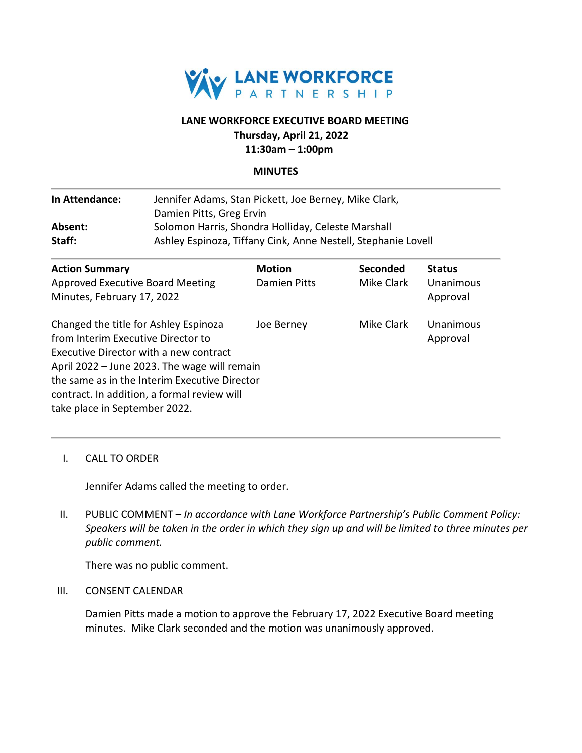LANE WORKFORCE PARTNERSHIP

**LANE WORKFORCE EXECUTIVE BOARD MEETING**
**Thursday, April 21, 2022**
**11:30am – 1:00pm**

**MINUTES**

| | |
|---|---|
| **In Attendance:** | Jennifer Adams, Stan Pickett, Joe Berney, Mike Clark, Damien Pitts, Greg Ervin |
| **Absent:** | Solomon Harris, Shondra Holliday, Celeste Marshall |
| **Staff:** | Ashley Espinoza, Tiffany Cink, Anne Nestell, Stephanie Lovell |

| **Action Summary** | **Motion** | **Seconded** | **Status** |
|---|---|---|---|
| Approved Executive Board Meeting Minutes, February 17, 2022 | Damien Pitts | Mike Clark | Unanimous Approval |
| Changed the title for Ashley Espinoza from Interim Executive Director to Executive Director with a new contract April 2022 – June 2023. The wage will remain the same as in the Interim Executive Director contract. In addition, a formal review will take place in September 2022. | Joe Berney | Mike Clark | Unanimous Approval |

I. CALL TO ORDER

Jennifer Adams called the meeting to order.

II. PUBLIC COMMENT – *In accordance with Lane Workforce Partnership's Public Comment Policy: Speakers will be taken in the order in which they sign up and will be limited to three minutes per public comment.*

There was no public comment.

III. CONSENT CALENDAR

Damien Pitts made a motion to approve the February 17, 2022 Executive Board meeting minutes. Mike Clark seconded and the motion was unanimously approved.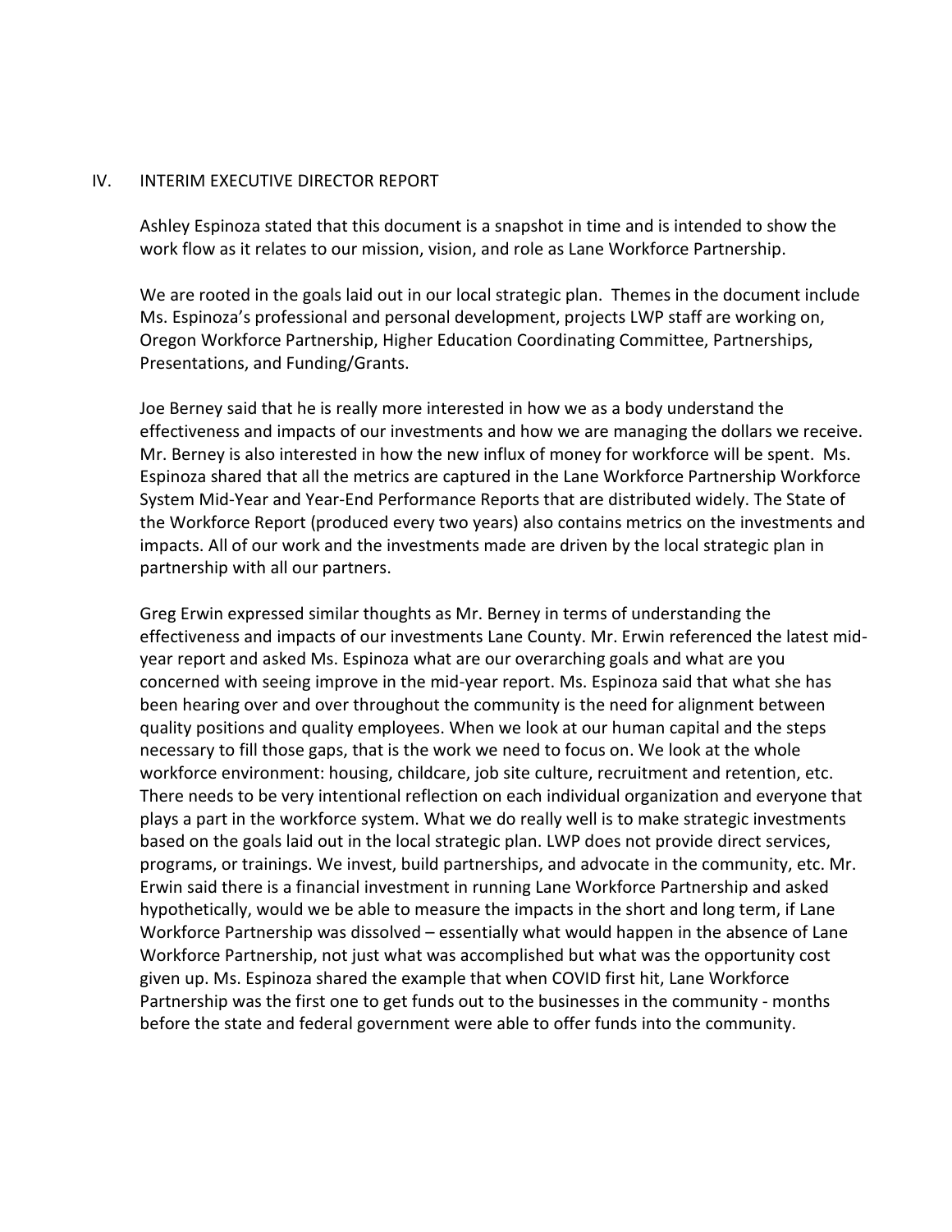## IV. INTERIM EXECUTIVE DIRECTOR REPORT

Ashley Espinoza stated that this document is a snapshot in time and is intended to show the work flow as it relates to our mission, vision, and role as Lane Workforce Partnership.

We are rooted in the goals laid out in our local strategic plan. Themes in the document include Ms. Espinoza's professional and personal development, projects LWP staff are working on, Oregon Workforce Partnership, Higher Education Coordinating Committee, Partnerships, Presentations, and Funding/Grants.

Joe Berney said that he is really more interested in how we as a body understand the effectiveness and impacts of our investments and how we are managing the dollars we receive. Mr. Berney is also interested in how the new influx of money for workforce will be spent. Ms. Espinoza shared that all the metrics are captured in the Lane Workforce Partnership Workforce System Mid-Year and Year-End Performance Reports that are distributed widely. The State of the Workforce Report (produced every two years) also contains metrics on the investments and impacts. All of our work and the investments made are driven by the local strategic plan in partnership with all our partners.

Greg Erwin expressed similar thoughts as Mr. Berney in terms of understanding the effectiveness and impacts of our investments Lane County. Mr. Erwin referenced the latest mid-year report and asked Ms. Espinoza what are our overarching goals and what are you concerned with seeing improve in the mid-year report. Ms. Espinoza said that what she has been hearing over and over throughout the community is the need for alignment between quality positions and quality employees. When we look at our human capital and the steps necessary to fill those gaps, that is the work we need to focus on. We look at the whole workforce environment: housing, childcare, job site culture, recruitment and retention, etc. There needs to be very intentional reflection on each individual organization and everyone that plays a part in the workforce system. What we do really well is to make strategic investments based on the goals laid out in the local strategic plan. LWP does not provide direct services, programs, or trainings. We invest, build partnerships, and advocate in the community, etc. Mr. Erwin said there is a financial investment in running Lane Workforce Partnership and asked hypothetically, would we be able to measure the impacts in the short and long term, if Lane Workforce Partnership was dissolved – essentially what would happen in the absence of Lane Workforce Partnership, not just what was accomplished but what was the opportunity cost given up. Ms. Espinoza shared the example that when COVID first hit, Lane Workforce Partnership was the first one to get funds out to the businesses in the community - months before the state and federal government were able to offer funds into the community.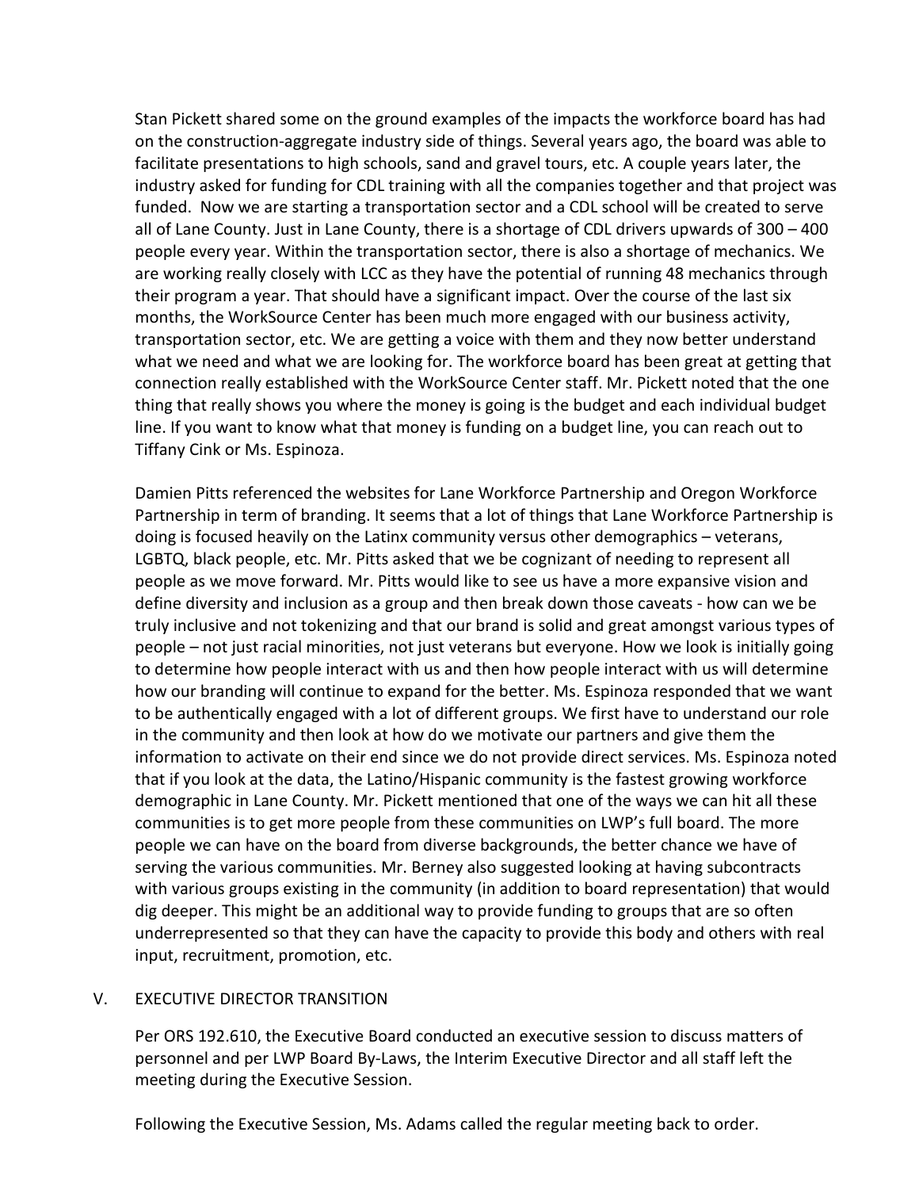Stan Pickett shared some on the ground examples of the impacts the workforce board has had on the construction-aggregate industry side of things. Several years ago, the board was able to facilitate presentations to high schools, sand and gravel tours, etc. A couple years later, the industry asked for funding for CDL training with all the companies together and that project was funded. Now we are starting a transportation sector and a CDL school will be created to serve all of Lane County. Just in Lane County, there is a shortage of CDL drivers upwards of 300 – 400 people every year. Within the transportation sector, there is also a shortage of mechanics. We are working really closely with LCC as they have the potential of running 48 mechanics through their program a year. That should have a significant impact. Over the course of the last six months, the WorkSource Center has been much more engaged with our business activity, transportation sector, etc. We are getting a voice with them and they now better understand what we need and what we are looking for. The workforce board has been great at getting that connection really established with the WorkSource Center staff. Mr. Pickett noted that the one thing that really shows you where the money is going is the budget and each individual budget line. If you want to know what that money is funding on a budget line, you can reach out to Tiffany Cink or Ms. Espinoza.

Damien Pitts referenced the websites for Lane Workforce Partnership and Oregon Workforce Partnership in term of branding. It seems that a lot of things that Lane Workforce Partnership is doing is focused heavily on the Latinx community versus other demographics – veterans, LGBTQ, black people, etc. Mr. Pitts asked that we be cognizant of needing to represent all people as we move forward. Mr. Pitts would like to see us have a more expansive vision and define diversity and inclusion as a group and then break down those caveats - how can we be truly inclusive and not tokenizing and that our brand is solid and great amongst various types of people – not just racial minorities, not just veterans but everyone. How we look is initially going to determine how people interact with us and then how people interact with us will determine how our branding will continue to expand for the better. Ms. Espinoza responded that we want to be authentically engaged with a lot of different groups. We first have to understand our role in the community and then look at how do we motivate our partners and give them the information to activate on their end since we do not provide direct services. Ms. Espinoza noted that if you look at the data, the Latino/Hispanic community is the fastest growing workforce demographic in Lane County. Mr. Pickett mentioned that one of the ways we can hit all these communities is to get more people from these communities on LWP's full board. The more people we can have on the board from diverse backgrounds, the better chance we have of serving the various communities. Mr. Berney also suggested looking at having subcontracts with various groups existing in the community (in addition to board representation) that would dig deeper. This might be an additional way to provide funding to groups that are so often underrepresented so that they can have the capacity to provide this body and others with real input, recruitment, promotion, etc.

## V. EXECUTIVE DIRECTOR TRANSITION

Per ORS 192.610, the Executive Board conducted an executive session to discuss matters of personnel and per LWP Board By-Laws, the Interim Executive Director and all staff left the meeting during the Executive Session.

Following the Executive Session, Ms. Adams called the regular meeting back to order.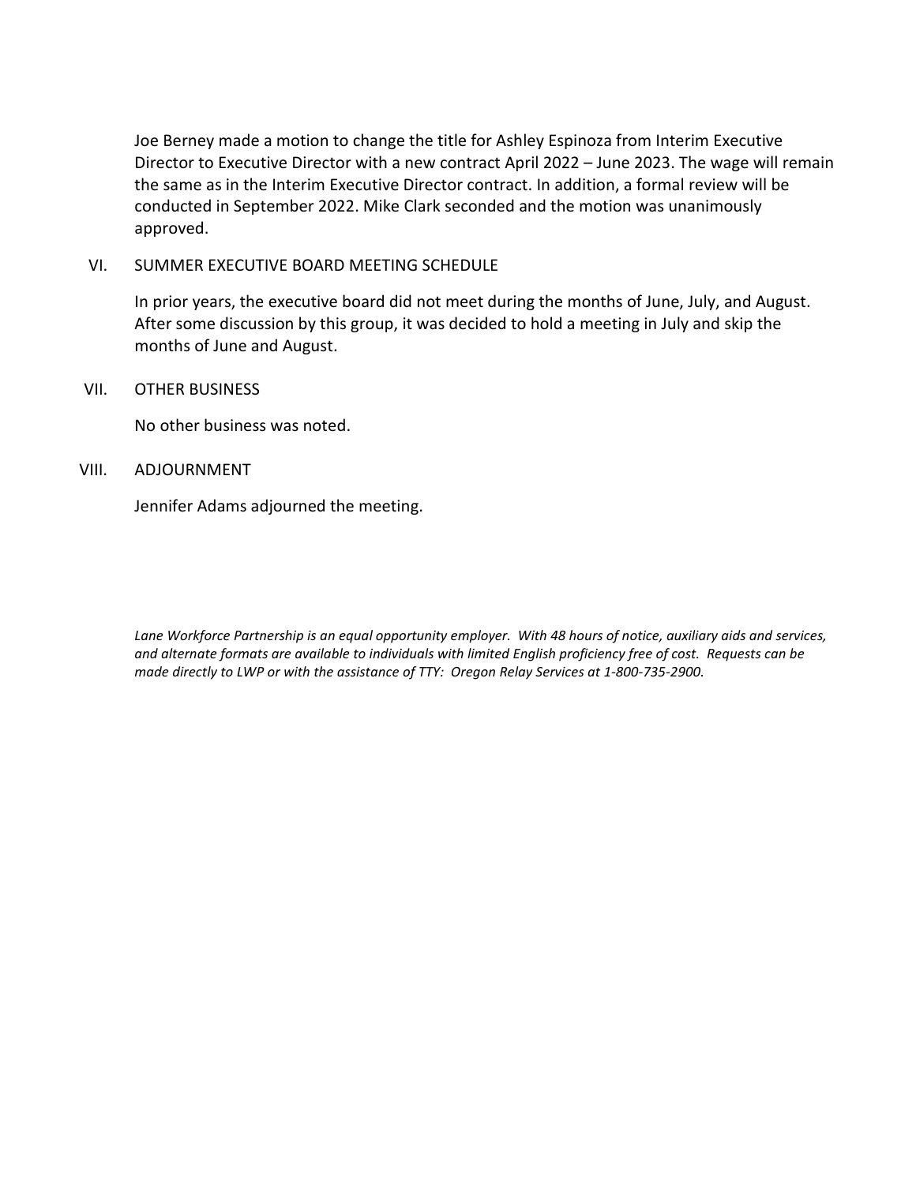Joe Berney made a motion to change the title for Ashley Espinoza from Interim Executive Director to Executive Director with a new contract April 2022 – June 2023. The wage will remain the same as in the Interim Executive Director contract. In addition, a formal review will be conducted in September 2022. Mike Clark seconded and the motion was unanimously approved.

## VI. SUMMER EXECUTIVE BOARD MEETING SCHEDULE

In prior years, the executive board did not meet during the months of June, July, and August. After some discussion by this group, it was decided to hold a meeting in July and skip the months of June and August.

## VII. OTHER BUSINESS

No other business was noted.

## VIII. ADJOURNMENT

Jennifer Adams adjourned the meeting.

*Lane Workforce Partnership is an equal opportunity employer. With 48 hours of notice, auxiliary aids and services, and alternate formats are available to individuals with limited English proficiency free of cost. Requests can be made directly to LWP or with the assistance of TTY: Oregon Relay Services at 1-800-735-2900.*